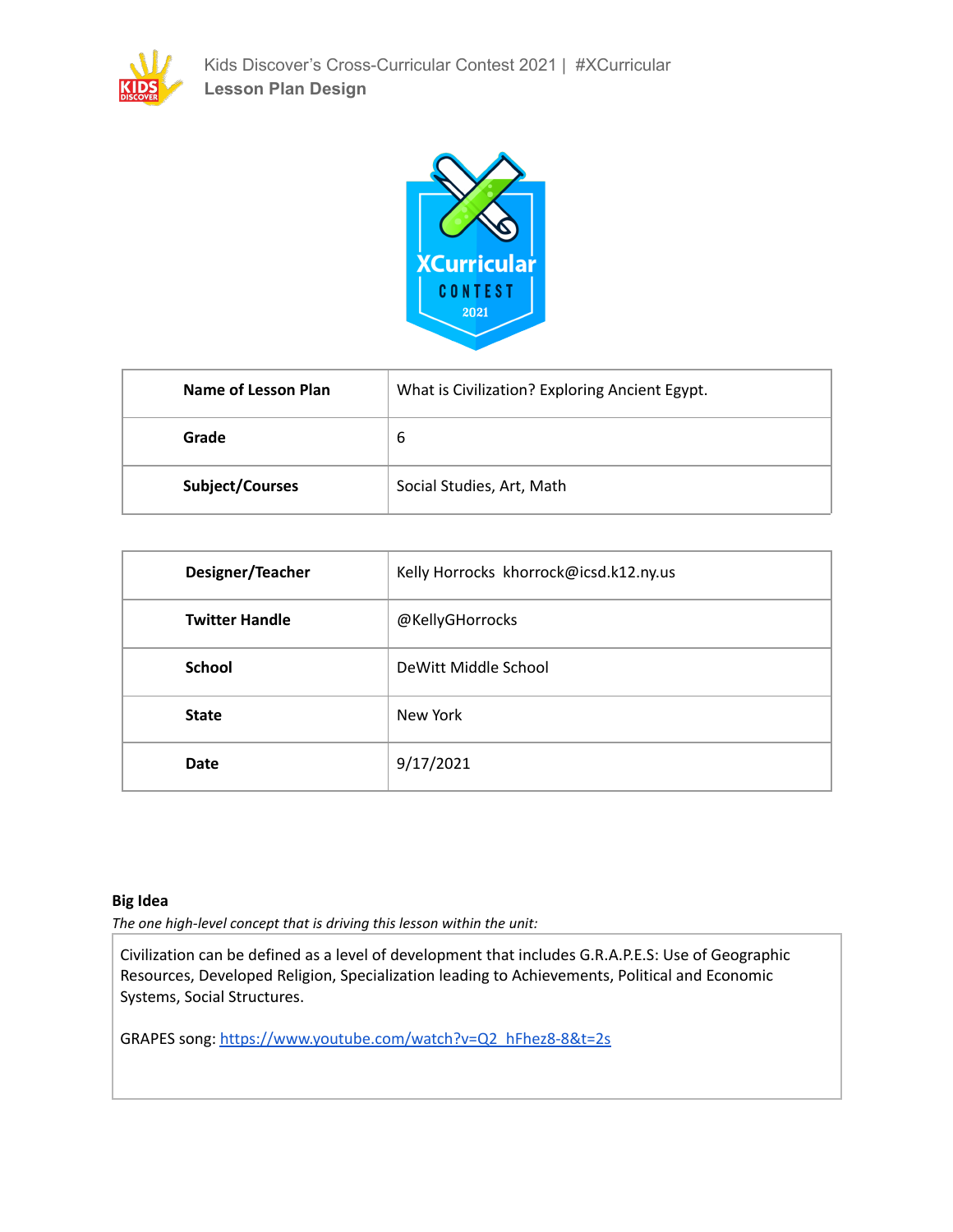| Name of Lesson Plan | What is Civilization? Exploring Ancient Egypt. |
| --- | --- |
| Grade | 6 |
| Subject/Courses | Social Studies, Art, Math |

| Designer/Teacher | Kelly Horrocks khorrock@icsd.k12.ny.us |
| --- | --- |
| Twitter Handle | @KellyGHorrocks |
| School | DeWitt Middle School |
| State | New York |
| Date | 9/17/2021 |

**Big Idea**

*The one high-level concept that is driving this lesson within the unit:*

Civilization can be defined as a level of development that includes G.R.A.P.E.S: Use of Geographic Resources, Developed Religion, Specialization leading to Achievements, Political and Economic Systems, Social Structures.

GRAPES song: https://www.youtube.com/watch?v=Q2_hFhez8-8&t=2s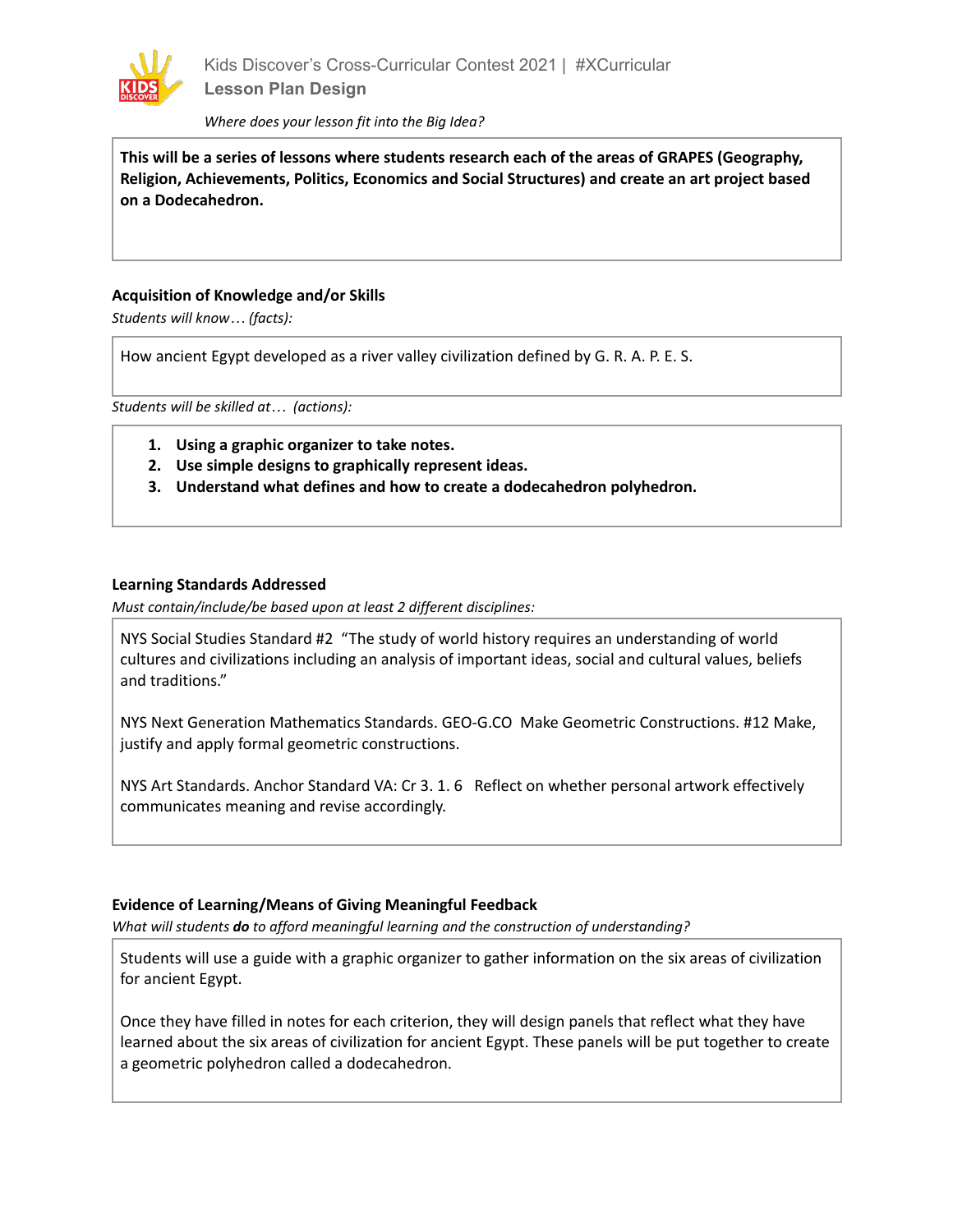Where does your lesson fit into the Big Idea?

**This will be a series of lessons where students research each of the areas of GRAPES (Geography, Religion, Achievements, Politics, Economics and Social Structures) and create an art project based on a Dodecahedron.**

### Acquisition of Knowledge and/or Skills

*Students will know… (facts):*

How ancient Egypt developed as a river valley civilization defined by G. R. A. P. E. S.

*Students will be skilled at… (actions):*

1. **Using a graphic organizer to take notes.**
2. **Use simple designs to graphically represent ideas.**
3. **Understand what defines and how to create a dodecahedron polyhedron.**

### Learning Standards Addressed

*Must contain/include/be based upon at least 2 different disciplines:*

NYS Social Studies Standard #2 "The study of world history requires an understanding of world cultures and civilizations including an analysis of important ideas, social and cultural values, beliefs and traditions."

NYS Next Generation Mathematics Standards. GEO-G.CO Make Geometric Constructions. #12 Make, justify and apply formal geometric constructions.

NYS Art Standards. Anchor Standard VA: Cr 3. 1. 6 Reflect on whether personal artwork effectively communicates meaning and revise accordingly.

### Evidence of Learning/Means of Giving Meaningful Feedback

*What will students **do** to afford meaningful learning and the construction of understanding?*

Students will use a guide with a graphic organizer to gather information on the six areas of civilization for ancient Egypt.

Once they have filled in notes for each criterion, they will design panels that reflect what they have learned about the six areas of civilization for ancient Egypt. These panels will be put together to create a geometric polyhedron called a dodecahedron.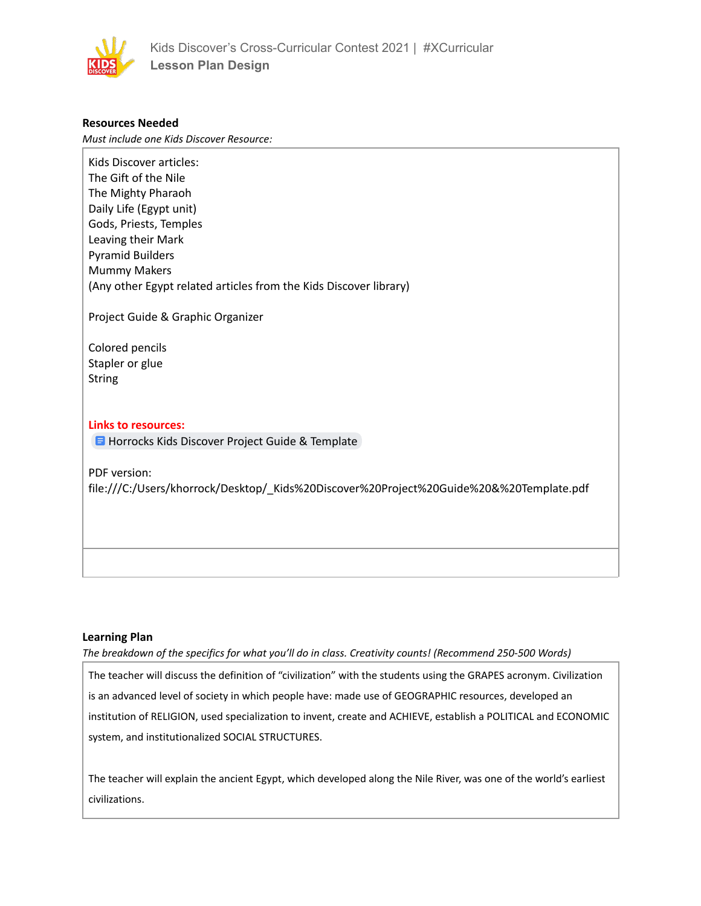**Resources Needed**

*Must include one Kids Discover Resource:*

Kids Discover articles:
The Gift of the Nile
The Mighty Pharaoh
Daily Life (Egypt unit)
Gods, Priests, Temples
Leaving their Mark
Pyramid Builders
Mummy Makers
(Any other Egypt related articles from the Kids Discover library)

Project Guide & Graphic Organizer

Colored pencils
Stapler or glue
String

**Links to resources:**
Horrocks Kids Discover Project Guide & Template

PDF version:
file:///C:/Users/khorrock/Desktop/_Kids%20Discover%20Project%20Guide%20&%20Template.pdf

**Learning Plan**

*The breakdown of the specifics for what you'll do in class. Creativity counts! (Recommend 250-500 Words)*

The teacher will discuss the definition of "civilization" with the students using the GRAPES acronym. Civilization is an advanced level of society in which people have: made use of GEOGRAPHIC resources, developed an institution of RELIGION, used specialization to invent, create and ACHIEVE, establish a POLITICAL and ECONOMIC system, and institutionalized SOCIAL STRUCTURES.

The teacher will explain the ancient Egypt, which developed along the Nile River, was one of the world's earliest civilizations.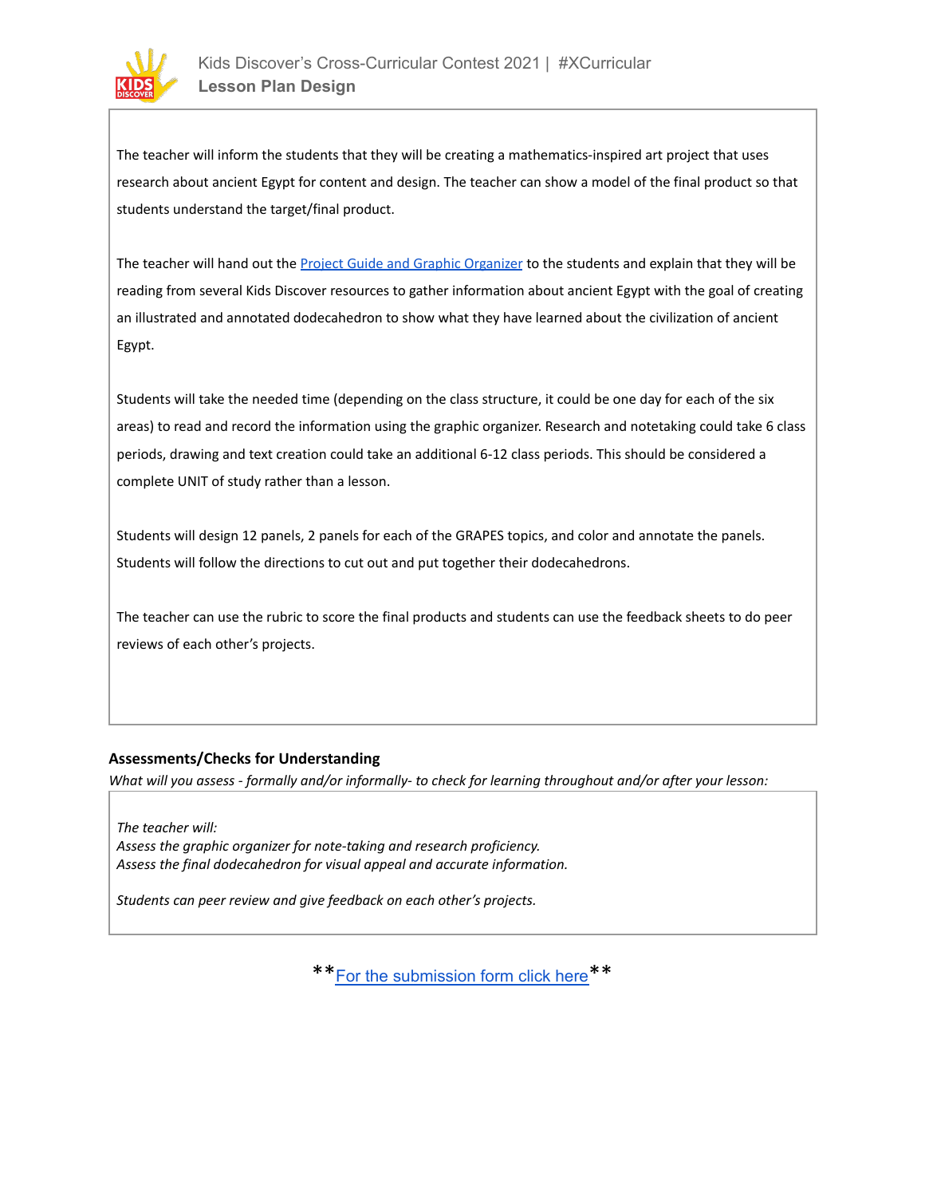The teacher will inform the students that they will be creating a mathematics-inspired art project that uses research about ancient Egypt for content and design. The teacher can show a model of the final product so that students understand the target/final product.

The teacher will hand out the [Project Guide and Graphic Organizer] to the students and explain that they will be reading from several Kids Discover resources to gather information about ancient Egypt with the goal of creating an illustrated and annotated dodecahedron to show what they have learned about the civilization of ancient Egypt.

Students will take the needed time (depending on the class structure, it could be one day for each of the six areas) to read and record the information using the graphic organizer. Research and notetaking could take 6 class periods, drawing and text creation could take an additional 6-12 class periods. This should be considered a complete UNIT of study rather than a lesson.

Students will design 12 panels, 2 panels for each of the GRAPES topics, and color and annotate the panels. Students will follow the directions to cut out and put together their dodecahedrons.

The teacher can use the rubric to score the final products and students can use the feedback sheets to do peer reviews of each other's projects.

### Assessments/Checks for Understanding

*What will you assess - formally and/or informally- to check for learning throughout and/or after your lesson:*

*The teacher will:*
*Assess the graphic organizer for note-taking and research proficiency.*
*Assess the final dodecahedron for visual appeal and accurate information.*

*Students can peer review and give feedback on each other's projects.*

**For the submission form click here**